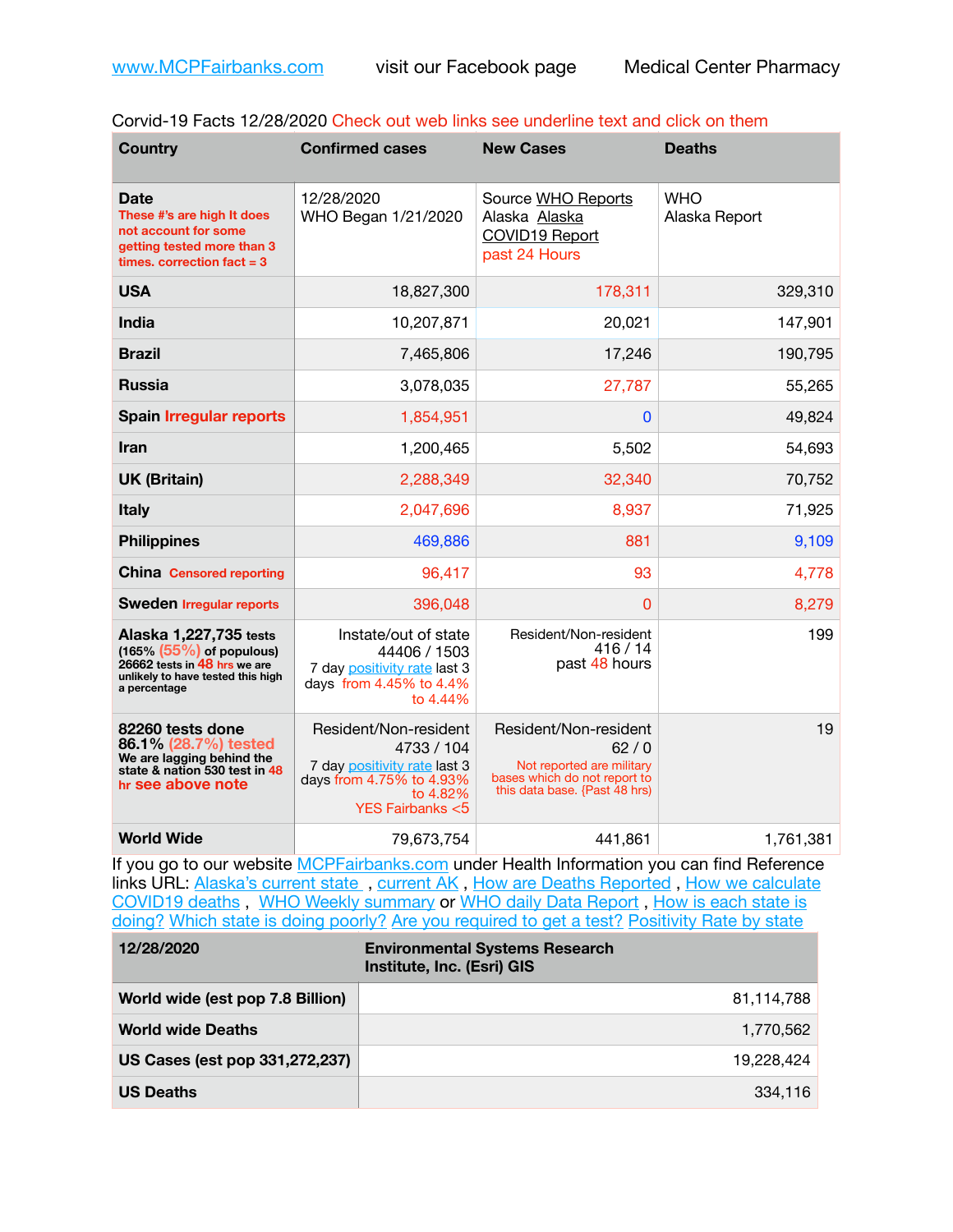www.MCPFairbanks.com visit our Facebook page Medical Center Pharmacy

Corvid-19 Facts 12/28/2020 Check out web links see underline text and click on them

| Country | Confirmed cases | New Cases | Deaths |
|---|---|---|---|
| **Date** These #'s are high It does not account for some getting tested more than 3 times. correction fact = 3 | 12/28/2020 WHO Began 1/21/2020 | Source WHO Reports Alaska Alaska COVID19 Report past 24 Hours | WHO Alaska Report |
| **USA** | 18,827,300 | 178,311 | 329,310 |
| **India** | 10,207,871 | 20,021 | 147,901 |
| **Brazil** | 7,465,806 | 17,246 | 190,795 |
| **Russia** | 3,078,035 | 27,787 | 55,265 |
| **Spain** Irregular reports | 1,854,951 | 0 | 49,824 |
| **Iran** | 1,200,465 | 5,502 | 54,693 |
| **UK (Britain)** | 2,288,349 | 32,340 | 70,752 |
| **Italy** | 2,047,696 | 8,937 | 71,925 |
| **Philippines** | 469,886 | 881 | 9,109 |
| **China** Censored reporting | 96,417 | 93 | 4,778 |
| **Sweden** Irregular reports | 396,048 | 0 | 8,279 |
| **Alaska 1,227,735** tests (165% (55%) of populous) 26662 tests in 48 hrs we are unlikely to have tested this high a percentage | Instate/out of state 44406 / 1503 7 day positivity rate last 3 days from 4.45% to 4.4% to 4.44% | Resident/Non-resident 416 / 14 past 48 hours | 199 |
| **82260 tests done 86.1%** (28.7%) tested We are lagging behind the state & nation 530 test in 48 hr see above note | Resident/Non-resident 4733 / 104 7 day positivity rate last 3 days from 4.75% to 4.93% to 4.82% YES Fairbanks <5 | Resident/Non-resident 62 / 0 Not reported are military bases which do not report to this data base. {Past 48 hrs) | 19 |
| **World Wide** | 79,673,754 | 441,861 | 1,761,381 |

If you go to our website MCPFairbanks.com under Health Information you can find Reference links URL: Alaska's current state , current AK , How are Deaths Reported , How we calculate COVID19 deaths , WHO Weekly summary or WHO daily Data Report , How is each state is doing? Which state is doing poorly? Are you required to get a test? Positivity Rate by state

| 12/28/2020 | Environmental Systems Research Institute, Inc. (Esri) GIS |
|---|---|
| **World wide (est pop 7.8 Billion)** | 81,114,788 |
| **World wide Deaths** | 1,770,562 |
| **US Cases (est pop 331,272,237)** | 19,228,424 |
| **US Deaths** | 334,116 |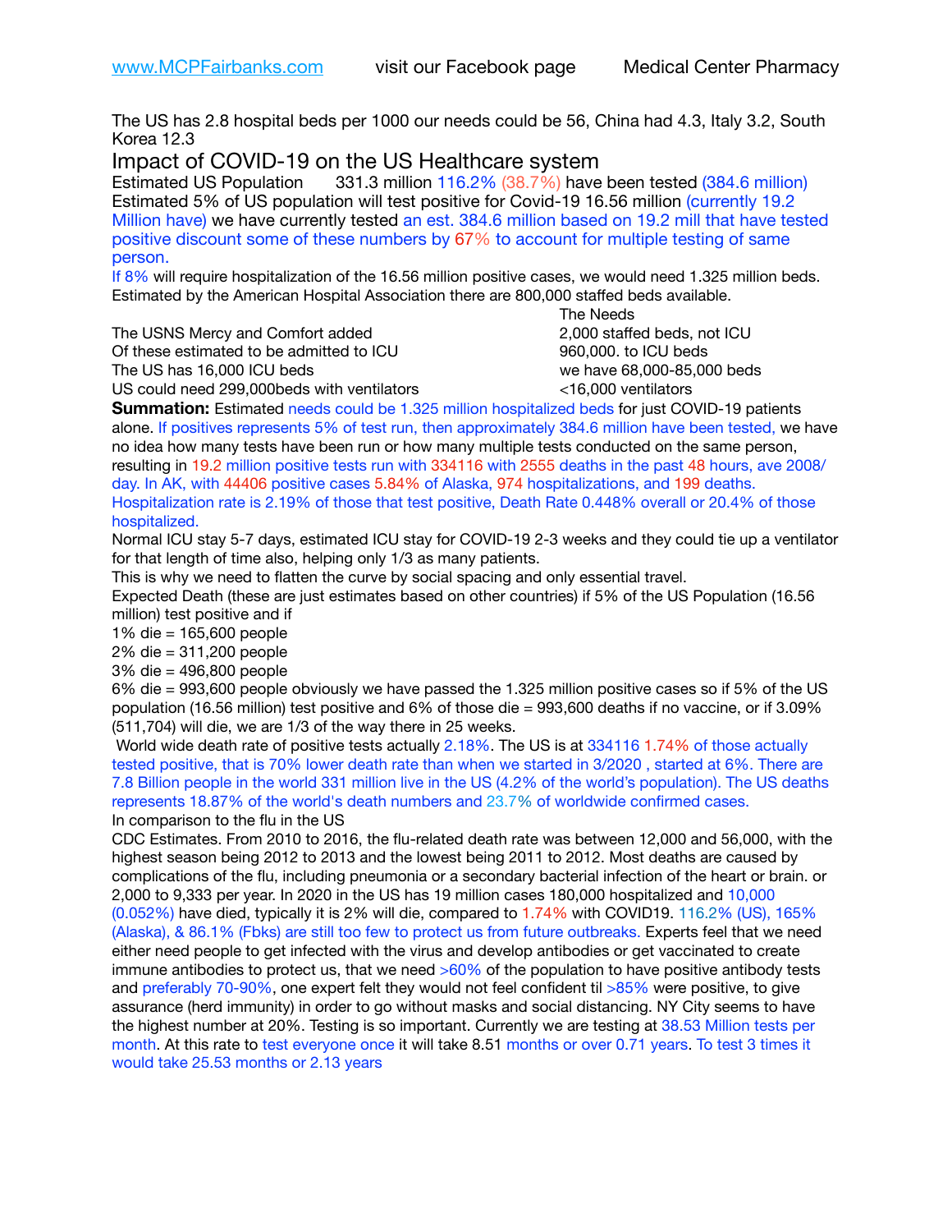www.MCPFairbanks.com visit our Facebook page Medical Center Pharmacy

The US has 2.8 hospital beds per 1000 our needs could be 56, China had 4.3, Italy 3.2, South Korea 12.3

## Impact of COVID-19 on the US Healthcare system

Estimated US Population 331.3 million 116.2% (38.7%) have been tested (384.6 million)
Estimated 5% of US population will test positive for Covid-19 16.56 million (currently 19.2 Million have) we have currently tested an est. 384.6 million based on 19.2 mill that have tested positive discount some of these numbers by 67% to account for multiple testing of same person.
If 8% will require hospitalization of the 16.56 million positive cases, we would need 1.325 million beds. Estimated by the American Hospital Association there are 800,000 staffed beds available.

| | The Needs |
|---|---|
| The USNS Mercy and Comfort added | 2,000 staffed beds, not ICU |
| Of these estimated to be admitted to ICU | 960,000. to ICU beds |
| The US has 16,000 ICU beds | we have 68,000-85,000 beds |
| US could need 299,000beds with ventilators | <16,000 ventilators |

**Summation:** Estimated needs could be 1.325 million hospitalized beds for just COVID-19 patients alone. If positives represents 5% of test run, then approximately 384.6 million have been tested, we have no idea how many tests have been run or how many multiple tests conducted on the same person, resulting in 19.2 million positive tests run with 334116 with 2555 deaths in the past 48 hours, ave 2008/ day. In AK, with 44406 positive cases 5.84% of Alaska, 974 hospitalizations, and 199 deaths. Hospitalization rate is 2.19% of those that test positive, Death Rate 0.448% overall or 20.4% of those hospitalized.
Normal ICU stay 5-7 days, estimated ICU stay for COVID-19 2-3 weeks and they could tie up a ventilator for that length of time also, helping only 1/3 as many patients.
This is why we need to flatten the curve by social spacing and only essential travel.
Expected Death (these are just estimates based on other countries) if 5% of the US Population (16.56 million) test positive and if
1% die = 165,600 people
2% die = 311,200 people
3% die = 496,800 people
6% die = 993,600 people obviously we have passed the 1.325 million positive cases so if 5% of the US population (16.56 million) test positive and 6% of those die = 993,600 deaths if no vaccine, or if 3.09% (511,704) will die, we are 1/3 of the way there in 25 weeks.
World wide death rate of positive tests actually 2.18%. The US is at 334116 1.74% of those actually tested positive, that is 70% lower death rate than when we started in 3/2020 , started at 6%. There are 7.8 Billion people in the world 331 million live in the US (4.2% of the world's population). The US deaths represents 18.87% of the world's death numbers and 23.7% of worldwide confirmed cases.
In comparison to the flu in the US
CDC Estimates. From 2010 to 2016, the flu-related death rate was between 12,000 and 56,000, with the highest season being 2012 to 2013 and the lowest being 2011 to 2012. Most deaths are caused by complications of the flu, including pneumonia or a secondary bacterial infection of the heart or brain. or 2,000 to 9,333 per year. In 2020 in the US has 19 million cases 180,000 hospitalized and 10,000 (0.052%) have died, typically it is 2% will die, compared to 1.74% with COVID19. 116.2% (US), 165% (Alaska), & 86.1% (Fbks) are still too few to protect us from future outbreaks. Experts feel that we need either need people to get infected with the virus and develop antibodies or get vaccinated to create immune antibodies to protect us, that we need >60% of the population to have positive antibody tests and preferably 70-90%, one expert felt they would not feel confident til >85% were positive, to give assurance (herd immunity) in order to go without masks and social distancing. NY City seems to have the highest number at 20%. Testing is so important. Currently we are testing at 38.53 Million tests per month. At this rate to test everyone once it will take 8.51 months or over 0.71 years. To test 3 times it would take 25.53 months or 2.13 years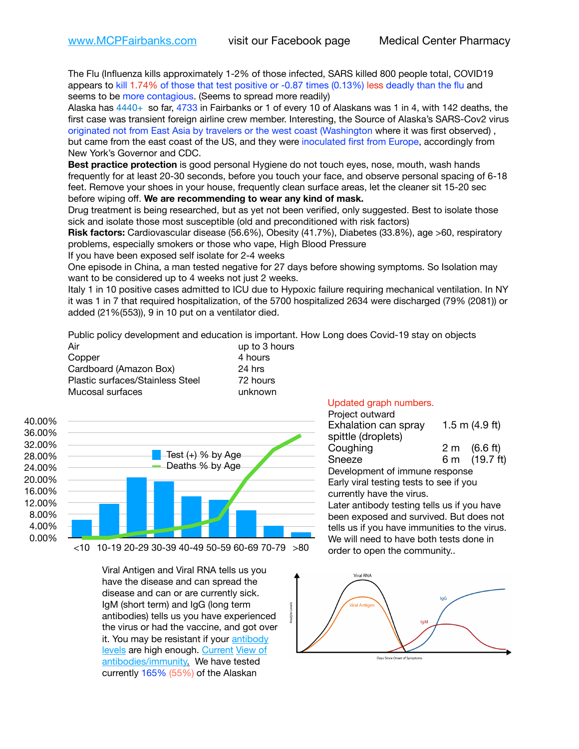www.MCPFairbanks.com visit our Facebook page Medical Center Pharmacy

The Flu (Influenza kills approximately 1-2% of those infected, SARS killed 800 people total, COVID19 appears to kill 1.74% of those that test positive or -0.87 times (0.13%) less deadly than the flu and seems to be more contagious. (Seems to spread more readily)

Alaska has 4440+ so far, 4733 in Fairbanks or 1 of every 10 of Alaskans was 1 in 4, with 142 deaths, the first case was transient foreign airline crew member. Interesting, the Source of Alaska's SARS-Cov2 virus originated not from East Asia by travelers or the west coast (Washington where it was first observed), but came from the east coast of the US, and they were inoculated first from Europe, accordingly from New York's Governor and CDC.

**Best practice protection** is good personal Hygiene do not touch eyes, nose, mouth, wash hands frequently for at least 20-30 seconds, before you touch your face, and observe personal spacing of 6-18 feet. Remove your shoes in your house, frequently clean surface areas, let the cleaner sit 15-20 sec before wiping off. **We are recommending to wear any kind of mask.**

Drug treatment is being researched, but as yet not been verified, only suggested. Best to isolate those sick and isolate those most susceptible (old and preconditioned with risk factors)

**Risk factors:** Cardiovascular disease (56.6%), Obesity (41.7%), Diabetes (33.8%), age >60, respiratory problems, especially smokers or those who vape, High Blood Pressure

If you have been exposed self isolate for 2-4 weeks

One episode in China, a man tested negative for 27 days before showing symptoms. So Isolation may want to be considered up to 4 weeks not just 2 weeks.

Italy 1 in 10 positive cases admitted to ICU due to Hypoxic failure requiring mechanical ventilation. In NY it was 1 in 7 that required hospitalization, of the 5700 hospitalized 2634 were discharged (79% (2081)) or added (21%(553)), 9 in 10 put on a ventilator died.

Public policy development and education is important. How Long does Covid-19 stay on objects

| | |
|---|---|
| Air | up to 3 hours |
| Copper | 4 hours |
| Cardboard (Amazon Box) | 24 hrs |
| Plastic surfaces/Stainless Steel | 72 hours |
| Mucosal surfaces | unknown |

40.00%
36.00%
32.00%
28.00%
24.00%
20.00%
16.00%
12.00%
8.00%
4.00%
0.00%

Test (+) % by Age
Deaths % by Age

<10 10-19 20-29 30-39 40-49 50-59 60-69 70-79 >80

Updated graph numbers.

Project outward

| | |
|---|---|
| Exhalation can spray spittle (droplets) | 1.5 m (4.9 ft) |
| Coughing | 2 m (6.6 ft) |
| Sneeze | 6 m (19.7 ft) |

Development of immune response

Early viral testing tests to see if you currently have the virus.

Later antibody testing tells us if you have been exposed and survived. But does not tells us if you have immunities to the virus. We will need to have both tests done in order to open the community..

Viral Antigen and Viral RNA tells us you have the disease and can spread the disease and can or are currently sick. IgM (short term) and IgG (long term antibodies) tells us you have experienced the virus or had the vaccine, and got over it. You may be resistant if your antibody levels are high enough. Current View of antibodies/immunity. We have tested currently 165% (55%) of the Alaskan

Viral RNA
Viral Antigen
IgG
IgM
Analyte Levels
Days Since Onset of Symptoms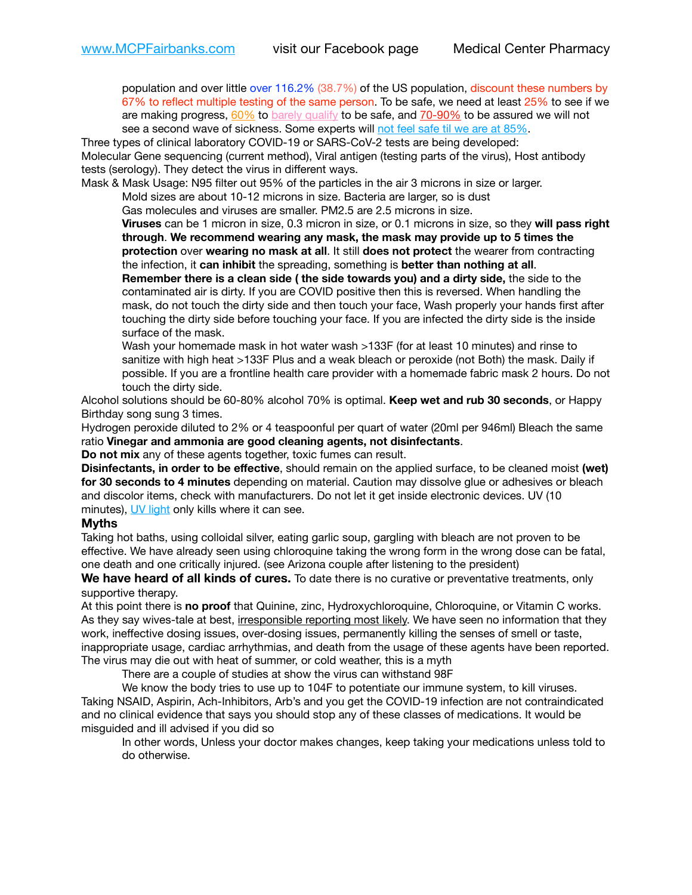population and over little over 116.2% (38.7%) of the US population, discount these numbers by 67% to reflect multiple testing of the same person. To be safe, we need at least 25% to see if we are making progress, 60% to barely qualify to be safe, and 70-90% to be assured we will not see a second wave of sickness. Some experts will not feel safe til we are at 85%.

Three types of clinical laboratory COVID-19 or SARS-CoV-2 tests are being developed:
Molecular Gene sequencing (current method), Viral antigen (testing parts of the virus), Host antibody tests (serology). They detect the virus in different ways.

Mask & Mask Usage: N95 filter out 95% of the particles in the air 3 microns in size or larger.

Mold sizes are about 10-12 microns in size. Bacteria are larger, so is dust

Gas molecules and viruses are smaller. PM2.5 are 2.5 microns in size.

**Viruses** can be 1 micron in size, 0.3 micron in size, or 0.1 microns in size, so they **will pass right through**. **We recommend wearing any mask, the mask may provide up to 5 times the protection** over **wearing no mask at all**. It still **does not protect** the wearer from contracting the infection, it **can inhibit** the spreading, something is **better than nothing at all**.

**Remember there is a clean side ( the side towards you) and a dirty side,** the side to the contaminated air is dirty. If you are COVID positive then this is reversed. When handling the mask, do not touch the dirty side and then touch your face, Wash properly your hands first after touching the dirty side before touching your face. If you are infected the dirty side is the inside surface of the mask.

Wash your homemade mask in hot water wash >133F (for at least 10 minutes) and rinse to sanitize with high heat >133F Plus and a weak bleach or peroxide (not Both) the mask. Daily if possible. If you are a frontline health care provider with a homemade fabric mask 2 hours. Do not touch the dirty side.

Alcohol solutions should be 60-80% alcohol 70% is optimal. **Keep wet and rub 30 seconds**, or Happy Birthday song sung 3 times.

Hydrogen peroxide diluted to 2% or 4 teaspoonful per quart of water (20ml per 946ml) Bleach the same ratio **Vinegar and ammonia are good cleaning agents, not disinfectants**.

**Do not mix** any of these agents together, toxic fumes can result.

**Disinfectants, in order to be effective**, should remain on the applied surface, to be cleaned moist **(wet) for 30 seconds to 4 minutes** depending on material. Caution may dissolve glue or adhesives or bleach and discolor items, check with manufacturers. Do not let it get inside electronic devices. UV (10 minutes), UV light only kills where it can see.

## Myths

Taking hot baths, using colloidal silver, eating garlic soup, gargling with bleach are not proven to be effective. We have already seen using chloroquine taking the wrong form in the wrong dose can be fatal, one death and one critically injured. (see Arizona couple after listening to the president)

**We have heard of all kinds of cures.** To date there is no curative or preventative treatments, only supportive therapy.

At this point there is **no proof** that Quinine, zinc, Hydroxychloroquine, Chloroquine, or Vitamin C works. As they say wives-tale at best, irresponsible reporting most likely. We have seen no information that they work, ineffective dosing issues, over-dosing issues, permanently killing the senses of smell or taste, inappropriate usage, cardiac arrhythmias, and death from the usage of these agents have been reported.

The virus may die out with heat of summer, or cold weather, this is a myth

There are a couple of studies at show the virus can withstand 98F

We know the body tries to use up to 104F to potentiate our immune system, to kill viruses.

Taking NSAID, Aspirin, Ach-Inhibitors, Arb's and you get the COVID-19 infection are not contraindicated and no clinical evidence that says you should stop any of these classes of medications. It would be misguided and ill advised if you did so

In other words, Unless your doctor makes changes, keep taking your medications unless told to do otherwise.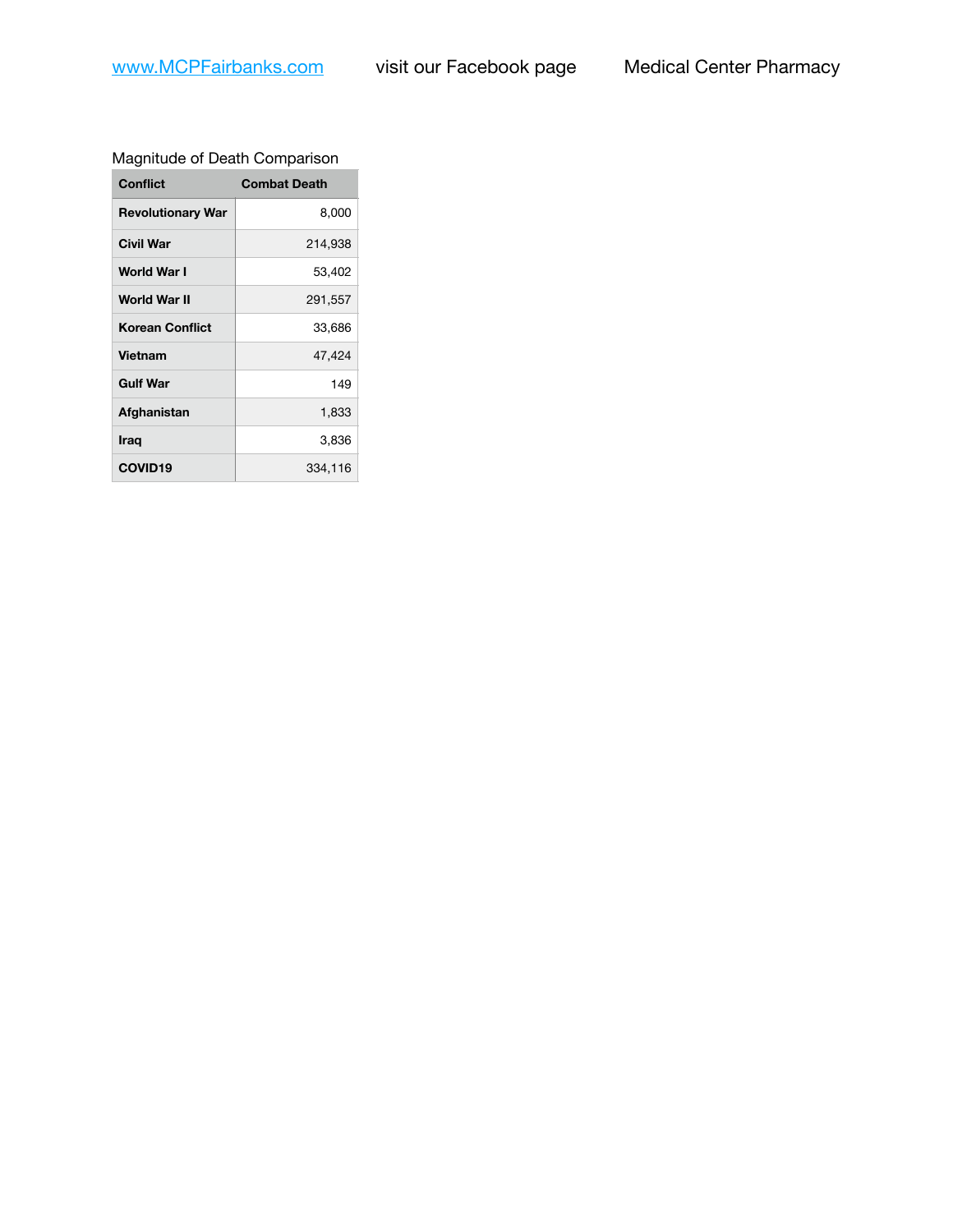Magnitude of Death Comparison

| Conflict | Combat Death |
|---|---|
| Revolutionary War | 8,000 |
| Civil War | 214,938 |
| World War I | 53,402 |
| World War II | 291,557 |
| Korean Conflict | 33,686 |
| Vietnam | 47,424 |
| Gulf War | 149 |
| Afghanistan | 1,833 |
| Iraq | 3,836 |
| COVID19 | 334,116 |